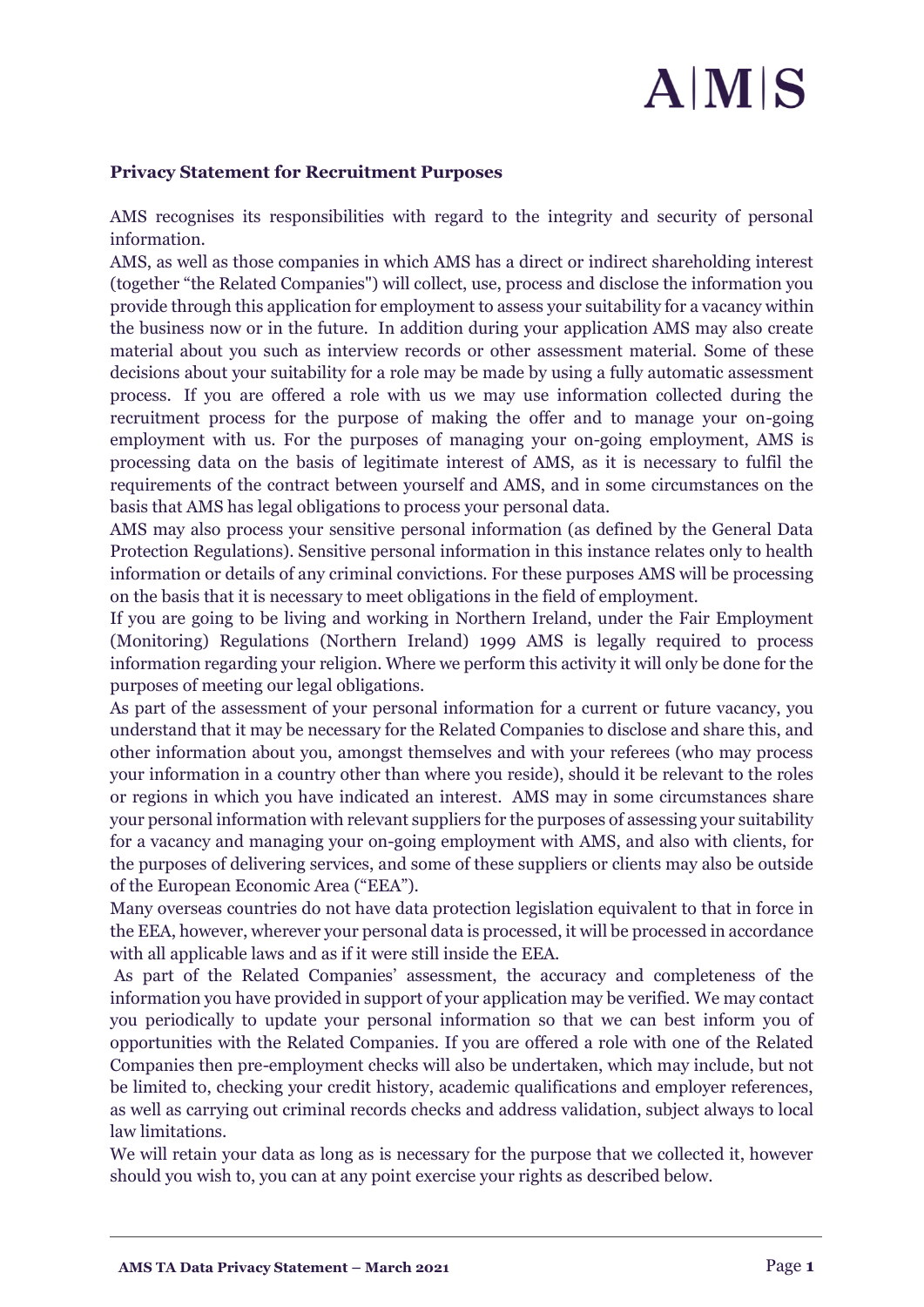# A|M|S

**Privacy Statement for Recruitment Purposes**

AMS recognises its responsibilities with regard to the integrity and security of personal information.

AMS, as well as those companies in which AMS has a direct or indirect shareholding interest (together "the Related Companies") will collect, use, process and disclose the information you provide through this application for employment to assess your suitability for a vacancy within the business now or in the future. In addition during your application AMS may also create material about you such as interview records or other assessment material. Some of these decisions about your suitability for a role may be made by using a fully automatic assessment process. If you are offered a role with us we may use information collected during the recruitment process for the purpose of making the offer and to manage your on-going employment with us. For the purposes of managing your on-going employment, AMS is processing data on the basis of legitimate interest of AMS, as it is necessary to fulfil the requirements of the contract between yourself and AMS, and in some circumstances on the basis that AMS has legal obligations to process your personal data.

AMS may also process your sensitive personal information (as defined by the General Data Protection Regulations). Sensitive personal information in this instance relates only to health information or details of any criminal convictions. For these purposes AMS will be processing on the basis that it is necessary to meet obligations in the field of employment.

If you are going to be living and working in Northern Ireland, under the Fair Employment (Monitoring) Regulations (Northern Ireland) 1999 AMS is legally required to process information regarding your religion. Where we perform this activity it will only be done for the purposes of meeting our legal obligations.

As part of the assessment of your personal information for a current or future vacancy, you understand that it may be necessary for the Related Companies to disclose and share this, and other information about you, amongst themselves and with your referees (who may process your information in a country other than where you reside), should it be relevant to the roles or regions in which you have indicated an interest. AMS may in some circumstances share your personal information with relevant suppliers for the purposes of assessing your suitability for a vacancy and managing your on-going employment with AMS, and also with clients, for the purposes of delivering services, and some of these suppliers or clients may also be outside of the European Economic Area ("EEA").

Many overseas countries do not have data protection legislation equivalent to that in force in the EEA, however, wherever your personal data is processed, it will be processed in accordance with all applicable laws and as if it were still inside the EEA.

As part of the Related Companies' assessment, the accuracy and completeness of the information you have provided in support of your application may be verified. We may contact you periodically to update your personal information so that we can best inform you of opportunities with the Related Companies. If you are offered a role with one of the Related Companies then pre-employment checks will also be undertaken, which may include, but not be limited to, checking your credit history, academic qualifications and employer references, as well as carrying out criminal records checks and address validation, subject always to local law limitations.

We will retain your data as long as is necessary for the purpose that we collected it, however should you wish to, you can at any point exercise your rights as described below.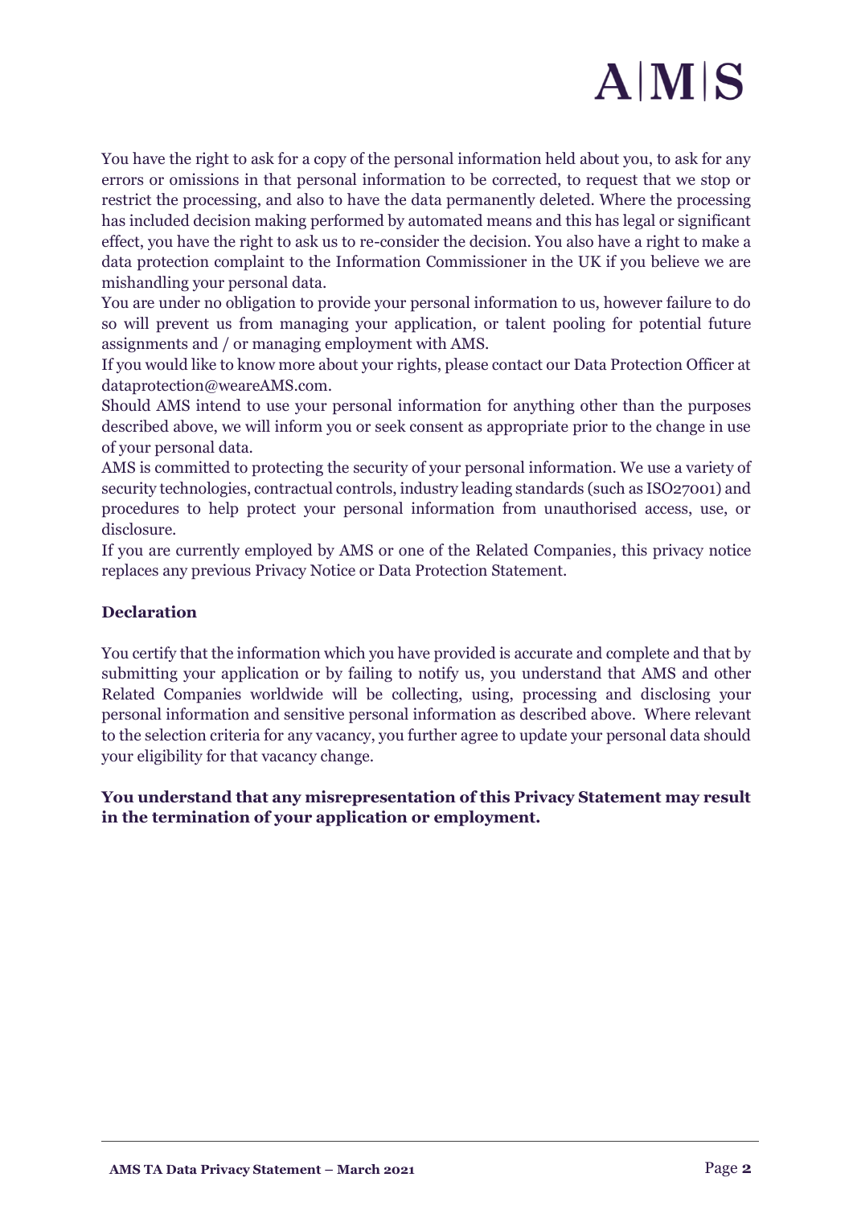You have the right to ask for a copy of the personal information held about you, to ask for any errors or omissions in that personal information to be corrected, to request that we stop or restrict the processing, and also to have the data permanently deleted. Where the processing has included decision making performed by automated means and this has legal or significant effect, you have the right to ask us to re-consider the decision. You also have a right to make a data protection complaint to the Information Commissioner in the UK if you believe we are mishandling your personal data.

You are under no obligation to provide your personal information to us, however failure to do so will prevent us from managing your application, or talent pooling for potential future assignments and / or managing employment with AMS.

If you would like to know more about your rights, please contact our Data Protection Officer at dataprotection@weareAMS.com.

Should AMS intend to use your personal information for anything other than the purposes described above, we will inform you or seek consent as appropriate prior to the change in use of your personal data.

AMS is committed to protecting the security of your personal information. We use a variety of security technologies, contractual controls, industry leading standards (such as ISO27001) and procedures to help protect your personal information from unauthorised access, use, or disclosure.

If you are currently employed by AMS or one of the Related Companies, this privacy notice replaces any previous Privacy Notice or Data Protection Statement.

**Declaration**

You certify that the information which you have provided is accurate and complete and that by submitting your application or by failing to notify us, you understand that AMS and other Related Companies worldwide will be collecting, using, processing and disclosing your personal information and sensitive personal information as described above. Where relevant to the selection criteria for any vacancy, you further agree to update your personal data should your eligibility for that vacancy change.

**You understand that any misrepresentation of this Privacy Statement may result in the termination of your application or employment.**